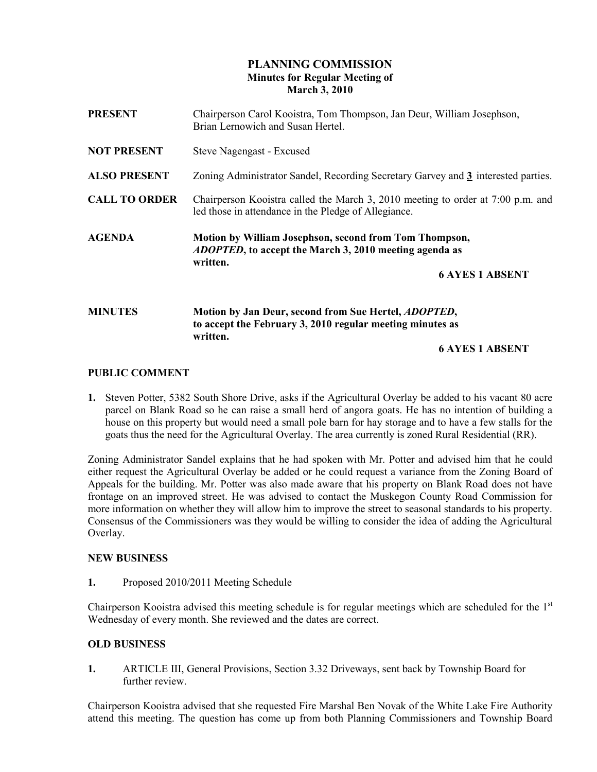# PLANNING COMMISSION

**Minutes for Regular Meeting of**
**March 3, 2010**

**PRESENT** Chairperson Carol Kooistra, Tom Thompson, Jan Deur, William Josephson, Brian Lernowich and Susan Hertel.

**NOT PRESENT** Steve Nagengast - Excused

**ALSO PRESENT** Zoning Administrator Sandel, Recording Secretary Garvey and **3** interested parties.

**CALL TO ORDER** Chairperson Kooistra called the March 3, 2010 meeting to order at 7:00 p.m. and led those in attendance in the Pledge of Allegiance.

**AGENDA** **Motion by William Josephson, second from Tom Thompson, *ADOPTED*, to accept the March 3, 2010 meeting agenda as written.**

**6 AYES 1 ABSENT**

**MINUTES** **Motion by Jan Deur, second from Sue Hertel, *ADOPTED*, to accept the February 3, 2010 regular meeting minutes as written.**

**6 AYES 1 ABSENT**

## PUBLIC COMMENT

1. Steven Potter, 5382 South Shore Drive, asks if the Agricultural Overlay be added to his vacant 80 acre parcel on Blank Road so he can raise a small herd of angora goats. He has no intention of building a house on this property but would need a small pole barn for hay storage and to have a few stalls for the goats thus the need for the Agricultural Overlay. The area currently is zoned Rural Residential (RR).

Zoning Administrator Sandel explains that he had spoken with Mr. Potter and advised him that he could either request the Agricultural Overlay be added or he could request a variance from the Zoning Board of Appeals for the building. Mr. Potter was also made aware that his property on Blank Road does not have frontage on an improved street. He was advised to contact the Muskegon County Road Commission for more information on whether they will allow him to improve the street to seasonal standards to his property. Consensus of the Commissioners was they would be willing to consider the idea of adding the Agricultural Overlay.

## NEW BUSINESS

1. Proposed 2010/2011 Meeting Schedule

Chairperson Kooistra advised this meeting schedule is for regular meetings which are scheduled for the 1st Wednesday of every month. She reviewed and the dates are correct.

## OLD BUSINESS

1. ARTICLE III, General Provisions, Section 3.32 Driveways, sent back by Township Board for further review.

Chairperson Kooistra advised that she requested Fire Marshal Ben Novak of the White Lake Fire Authority attend this meeting. The question has come up from both Planning Commissioners and Township Board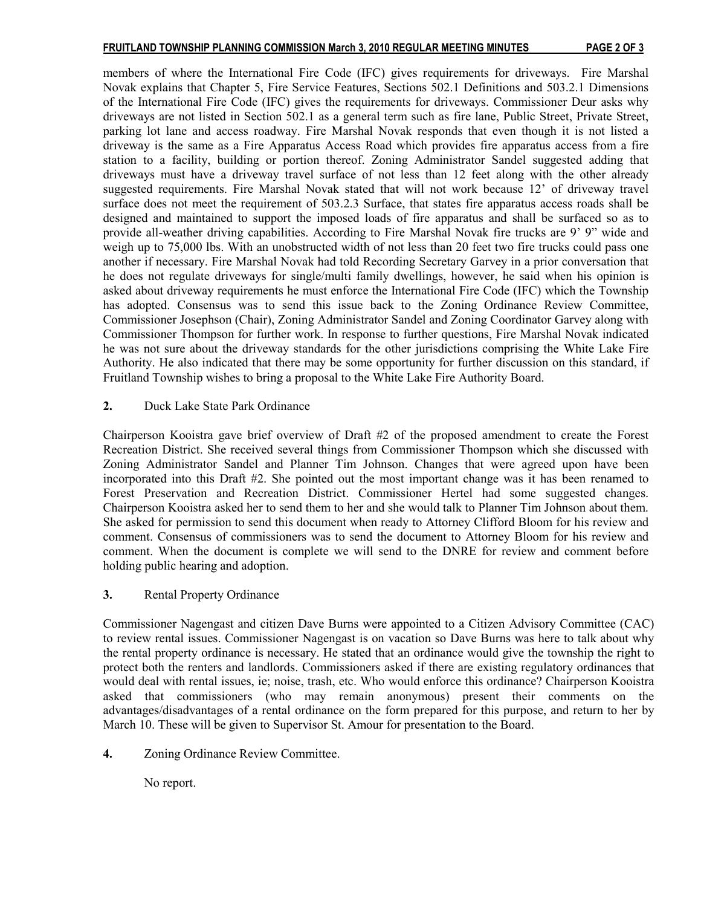members of where the International Fire Code (IFC) gives requirements for driveways. Fire Marshal Novak explains that Chapter 5, Fire Service Features, Sections 502.1 Definitions and 503.2.1 Dimensions of the International Fire Code (IFC) gives the requirements for driveways. Commissioner Deur asks why driveways are not listed in Section 502.1 as a general term such as fire lane, Public Street, Private Street, parking lot lane and access roadway. Fire Marshal Novak responds that even though it is not listed a driveway is the same as a Fire Apparatus Access Road which provides fire apparatus access from a fire station to a facility, building or portion thereof. Zoning Administrator Sandel suggested adding that driveways must have a driveway travel surface of not less than 12 feet along with the other already suggested requirements. Fire Marshal Novak stated that will not work because 12' of driveway travel surface does not meet the requirement of 503.2.3 Surface, that states fire apparatus access roads shall be designed and maintained to support the imposed loads of fire apparatus and shall be surfaced so as to provide all-weather driving capabilities. According to Fire Marshal Novak fire trucks are 9' 9" wide and weigh up to 75,000 lbs. With an unobstructed width of not less than 20 feet two fire trucks could pass one another if necessary. Fire Marshal Novak had told Recording Secretary Garvey in a prior conversation that he does not regulate driveways for single/multi family dwellings, however, he said when his opinion is asked about driveway requirements he must enforce the International Fire Code (IFC) which the Township has adopted. Consensus was to send this issue back to the Zoning Ordinance Review Committee, Commissioner Josephson (Chair), Zoning Administrator Sandel and Zoning Coordinator Garvey along with Commissioner Thompson for further work. In response to further questions, Fire Marshal Novak indicated he was not sure about the driveway standards for the other jurisdictions comprising the White Lake Fire Authority. He also indicated that there may be some opportunity for further discussion on this standard, if Fruitland Township wishes to bring a proposal to the White Lake Fire Authority Board.

**2.** Duck Lake State Park Ordinance

Chairperson Kooistra gave brief overview of Draft #2 of the proposed amendment to create the Forest Recreation District. She received several things from Commissioner Thompson which she discussed with Zoning Administrator Sandel and Planner Tim Johnson. Changes that were agreed upon have been incorporated into this Draft #2. She pointed out the most important change was it has been renamed to Forest Preservation and Recreation District. Commissioner Hertel had some suggested changes. Chairperson Kooistra asked her to send them to her and she would talk to Planner Tim Johnson about them. She asked for permission to send this document when ready to Attorney Clifford Bloom for his review and comment. Consensus of commissioners was to send the document to Attorney Bloom for his review and comment. When the document is complete we will send to the DNRE for review and comment before holding public hearing and adoption.

**3.** Rental Property Ordinance

Commissioner Nagengast and citizen Dave Burns were appointed to a Citizen Advisory Committee (CAC) to review rental issues. Commissioner Nagengast is on vacation so Dave Burns was here to talk about why the rental property ordinance is necessary. He stated that an ordinance would give the township the right to protect both the renters and landlords. Commissioners asked if there are existing regulatory ordinances that would deal with rental issues, ie; noise, trash, etc. Who would enforce this ordinance? Chairperson Kooistra asked that commissioners (who may remain anonymous) present their comments on the advantages/disadvantages of a rental ordinance on the form prepared for this purpose, and return to her by March 10. These will be given to Supervisor St. Amour for presentation to the Board.

**4.** Zoning Ordinance Review Committee.

No report.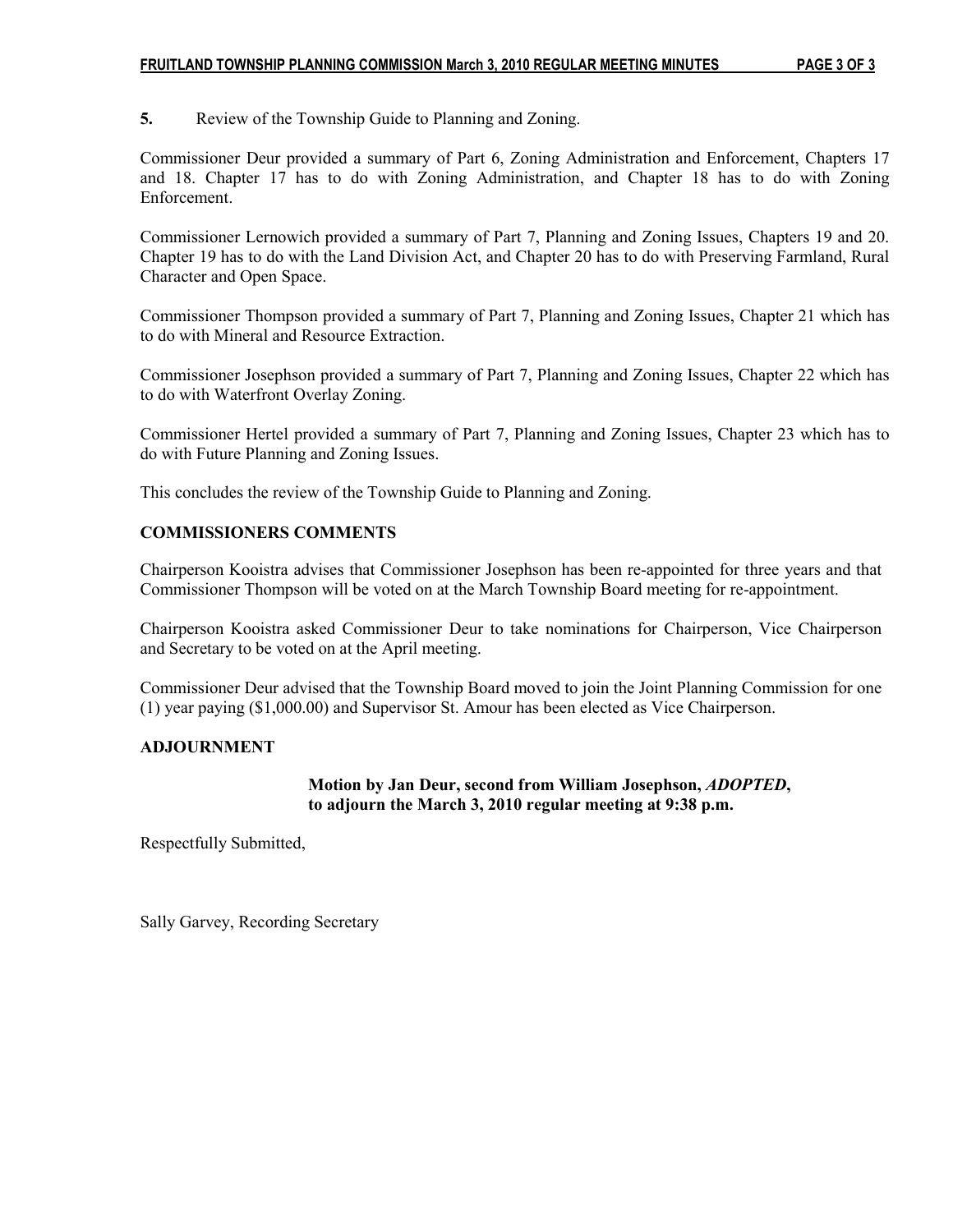**5.** Review of the Township Guide to Planning and Zoning.

Commissioner Deur provided a summary of Part 6, Zoning Administration and Enforcement, Chapters 17 and 18. Chapter 17 has to do with Zoning Administration, and Chapter 18 has to do with Zoning Enforcement.

Commissioner Lernowich provided a summary of Part 7, Planning and Zoning Issues, Chapters 19 and 20. Chapter 19 has to do with the Land Division Act, and Chapter 20 has to do with Preserving Farmland, Rural Character and Open Space.

Commissioner Thompson provided a summary of Part 7, Planning and Zoning Issues, Chapter 21 which has to do with Mineral and Resource Extraction.

Commissioner Josephson provided a summary of Part 7, Planning and Zoning Issues, Chapter 22 which has to do with Waterfront Overlay Zoning.

Commissioner Hertel provided a summary of Part 7, Planning and Zoning Issues, Chapter 23 which has to do with Future Planning and Zoning Issues.

This concludes the review of the Township Guide to Planning and Zoning.

## COMMISSIONERS COMMENTS

Chairperson Kooistra advises that Commissioner Josephson has been re-appointed for three years and that Commissioner Thompson will be voted on at the March Township Board meeting for re-appointment.

Chairperson Kooistra asked Commissioner Deur to take nominations for Chairperson, Vice Chairperson and Secretary to be voted on at the April meeting.

Commissioner Deur advised that the Township Board moved to join the Joint Planning Commission for one (1) year paying ($1,000.00) and Supervisor St. Amour has been elected as Vice Chairperson.

## ADJOURNMENT

**Motion by Jan Deur, second from William Josephson, *ADOPTED*, to adjourn the March 3, 2010 regular meeting at 9:38 p.m.**

Respectfully Submitted,

Sally Garvey, Recording Secretary